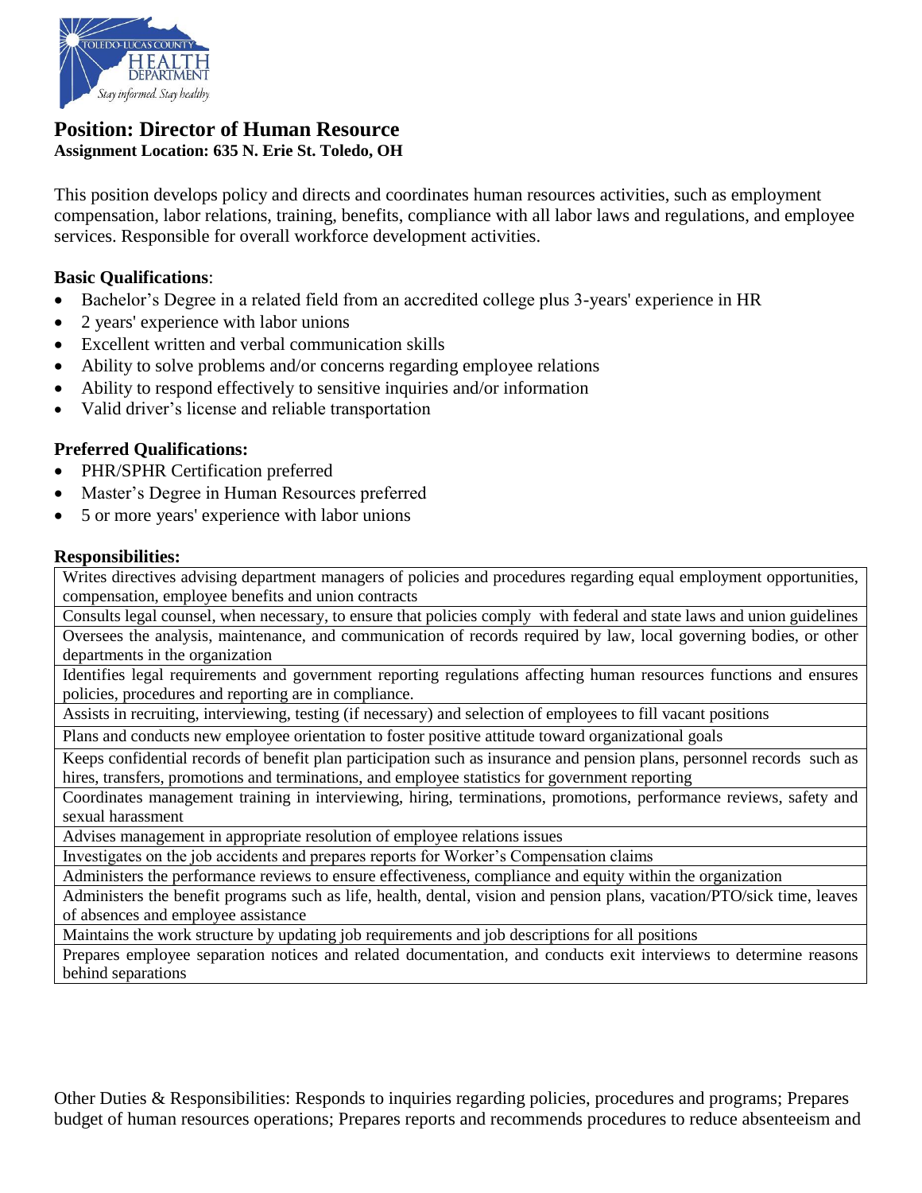# Position: Director of Human Resource

**Assignment Location: 635 N. Erie St. Toledo, OH**

This position develops policy and directs and coordinates human resources activities, such as employment compensation, labor relations, training, benefits, compliance with all labor laws and regulations, and employee services. Responsible for overall workforce development activities.

**Basic Qualifications**:

- Bachelor's Degree in a related field from an accredited college plus 3-years' experience in HR
- 2 years' experience with labor unions
- Excellent written and verbal communication skills
- Ability to solve problems and/or concerns regarding employee relations
- Ability to respond effectively to sensitive inquiries and/or information
- Valid driver's license and reliable transportation

**Preferred Qualifications:**

- PHR/SPHR Certification preferred
- Master's Degree in Human Resources preferred
- 5 or more years' experience with labor unions

**Responsibilities:**

| |
|---|
| Writes directives advising department managers of policies and procedures regarding equal employment opportunities, compensation, employee benefits and union contracts |
| Consults legal counsel, when necessary, to ensure that policies comply with federal and state laws and union guidelines |
| Oversees the analysis, maintenance, and communication of records required by law, local governing bodies, or other departments in the organization |
| Identifies legal requirements and government reporting regulations affecting human resources functions and ensures policies, procedures and reporting are in compliance. |
| Assists in recruiting, interviewing, testing (if necessary) and selection of employees to fill vacant positions |
| Plans and conducts new employee orientation to foster positive attitude toward organizational goals |
| Keeps confidential records of benefit plan participation such as insurance and pension plans, personnel records such as hires, transfers, promotions and terminations, and employee statistics for government reporting |
| Coordinates management training in interviewing, hiring, terminations, promotions, performance reviews, safety and sexual harassment |
| Advises management in appropriate resolution of employee relations issues |
| Investigates on the job accidents and prepares reports for Worker's Compensation claims |
| Administers the performance reviews to ensure effectiveness, compliance and equity within the organization |
| Administers the benefit programs such as life, health, dental, vision and pension plans, vacation/PTO/sick time, leaves of absences and employee assistance |
| Maintains the work structure by updating job requirements and job descriptions for all positions |
| Prepares employee separation notices and related documentation, and conducts exit interviews to determine reasons behind separations |

Other Duties & Responsibilities: Responds to inquiries regarding policies, procedures and programs; Prepares budget of human resources operations; Prepares reports and recommends procedures to reduce absenteeism and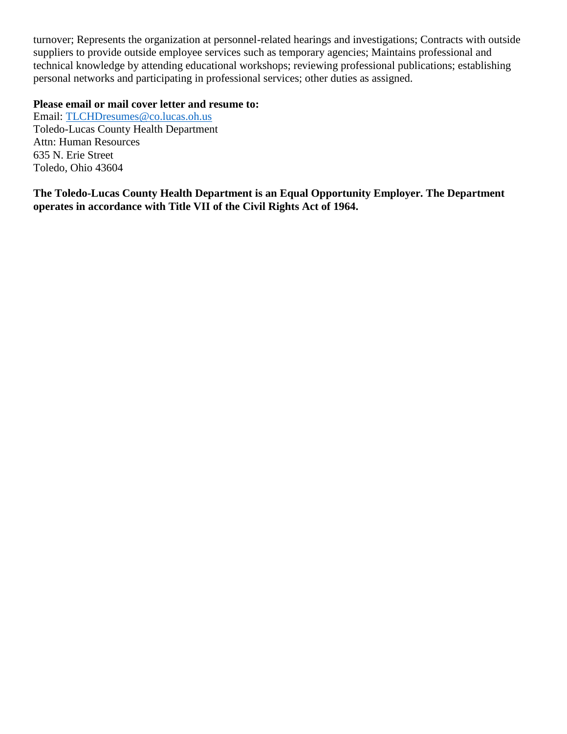turnover; Represents the organization at personnel-related hearings and investigations; Contracts with outside suppliers to provide outside employee services such as temporary agencies; Maintains professional and technical knowledge by attending educational workshops; reviewing professional publications; establishing personal networks and participating in professional services; other duties as assigned.

**Please email or mail cover letter and resume to:**
Email: TLCHDresumes@co.lucas.oh.us
Toledo-Lucas County Health Department
Attn: Human Resources
635 N. Erie Street
Toledo, Ohio 43604

**The Toledo-Lucas County Health Department is an Equal Opportunity Employer. The Department operates in accordance with Title VII of the Civil Rights Act of 1964.**